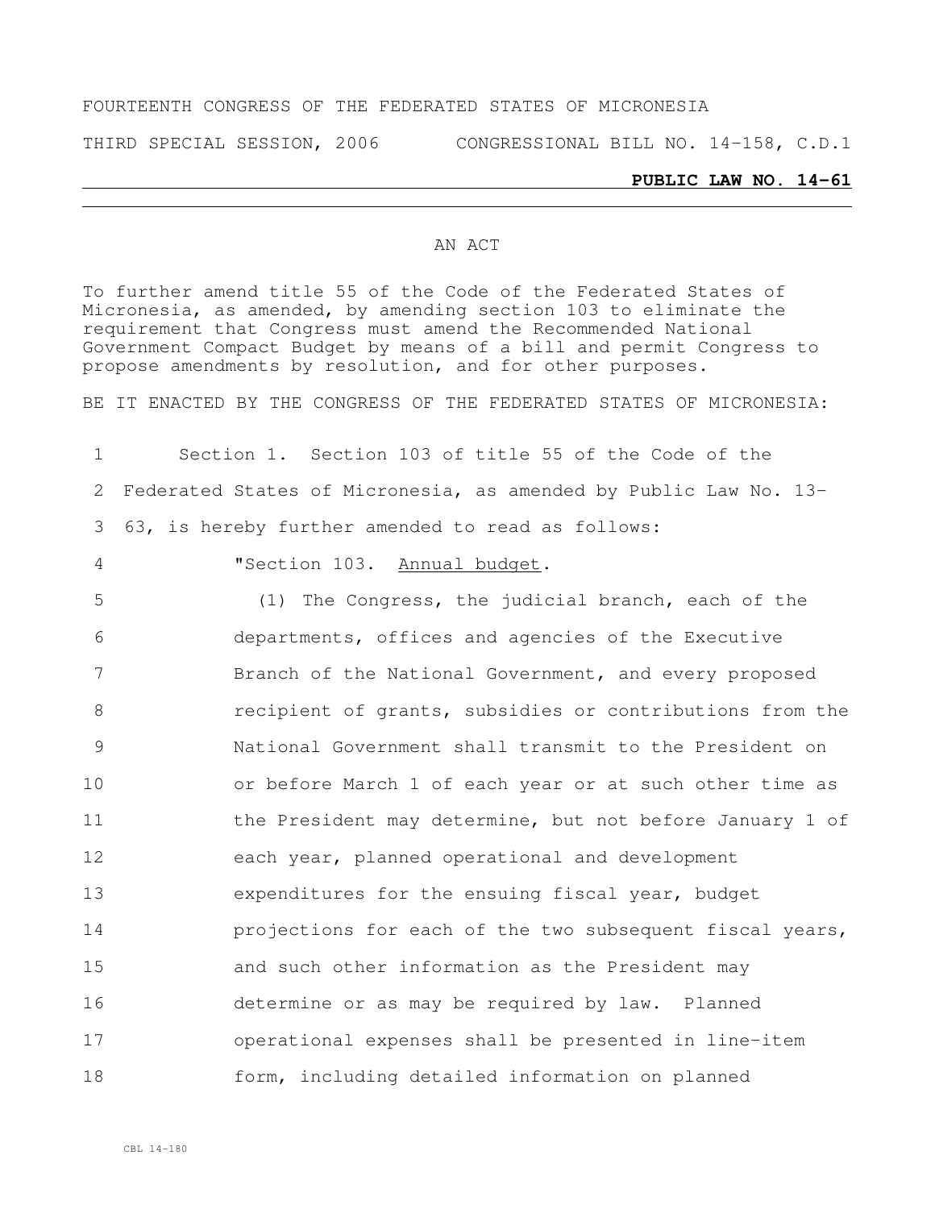FOURTEENTH CONGRESS OF THE FEDERATED STATES OF MICRONESIA

THIRD SPECIAL SESSION, 2006 CONGRESSIONAL BILL NO. 14-158, C.D.1

**PUBLIC LAW NO. 14-61**

AN ACT

To further amend title 55 of the Code of the Federated States of Micronesia, as amended, by amending section 103 to eliminate the requirement that Congress must amend the Recommended National Government Compact Budget by means of a bill and permit Congress to propose amendments by resolution, and for other purposes.

BE IT ENACTED BY THE CONGRESS OF THE FEDERATED STATES OF MICRONESIA:

1 Section 1. Section 103 of title 55 of the Code of the
2 Federated States of Micronesia, as amended by Public Law No. 13-
3 63, is hereby further amended to read as follows:

4 "Section 103. Annual budget.

5 (1) The Congress, the judicial branch, each of the
6 departments, offices and agencies of the Executive
7 Branch of the National Government, and every proposed
8 recipient of grants, subsidies or contributions from the
9 National Government shall transmit to the President on
10 or before March 1 of each year or at such other time as
11 the President may determine, but not before January 1 of
12 each year, planned operational and development
13 expenditures for the ensuing fiscal year, budget
14 projections for each of the two subsequent fiscal years,
15 and such other information as the President may
16 determine or as may be required by law. Planned
17 operational expenses shall be presented in line-item
18 form, including detailed information on planned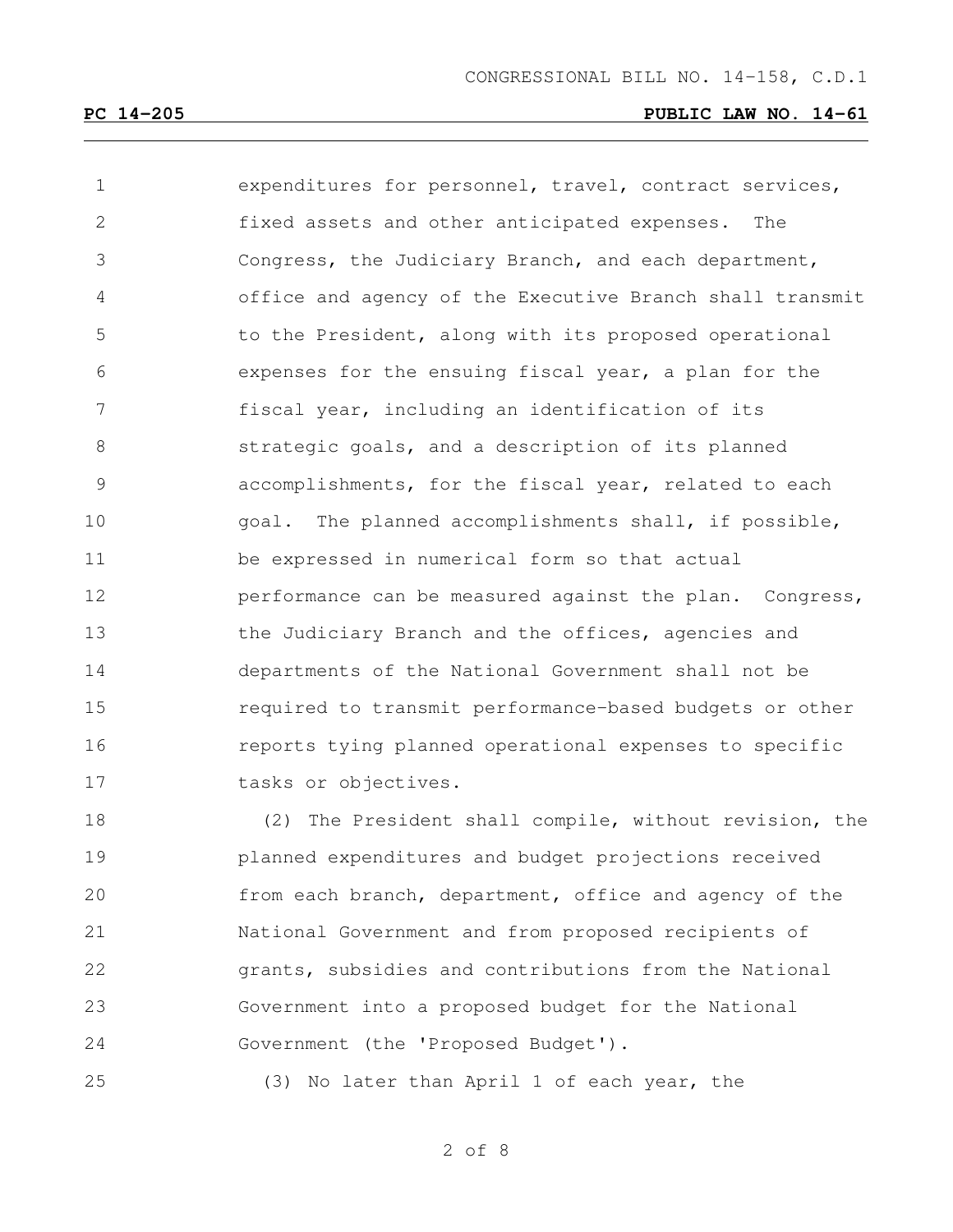expenditures for personnel, travel, contract services, fixed assets and other anticipated expenses. The Congress, the Judiciary Branch, and each department, office and agency of the Executive Branch shall transmit to the President, along with its proposed operational expenses for the ensuing fiscal year, a plan for the fiscal year, including an identification of its strategic goals, and a description of its planned accomplishments, for the fiscal year, related to each goal. The planned accomplishments shall, if possible, be expressed in numerical form so that actual performance can be measured against the plan. Congress, the Judiciary Branch and the offices, agencies and departments of the National Government shall not be required to transmit performance-based budgets or other reports tying planned operational expenses to specific tasks or objectives.

(2) The President shall compile, without revision, the planned expenditures and budget projections received from each branch, department, office and agency of the National Government and from proposed recipients of grants, subsidies and contributions from the National Government into a proposed budget for the National Government (the 'Proposed Budget').

(3) No later than April 1 of each year, the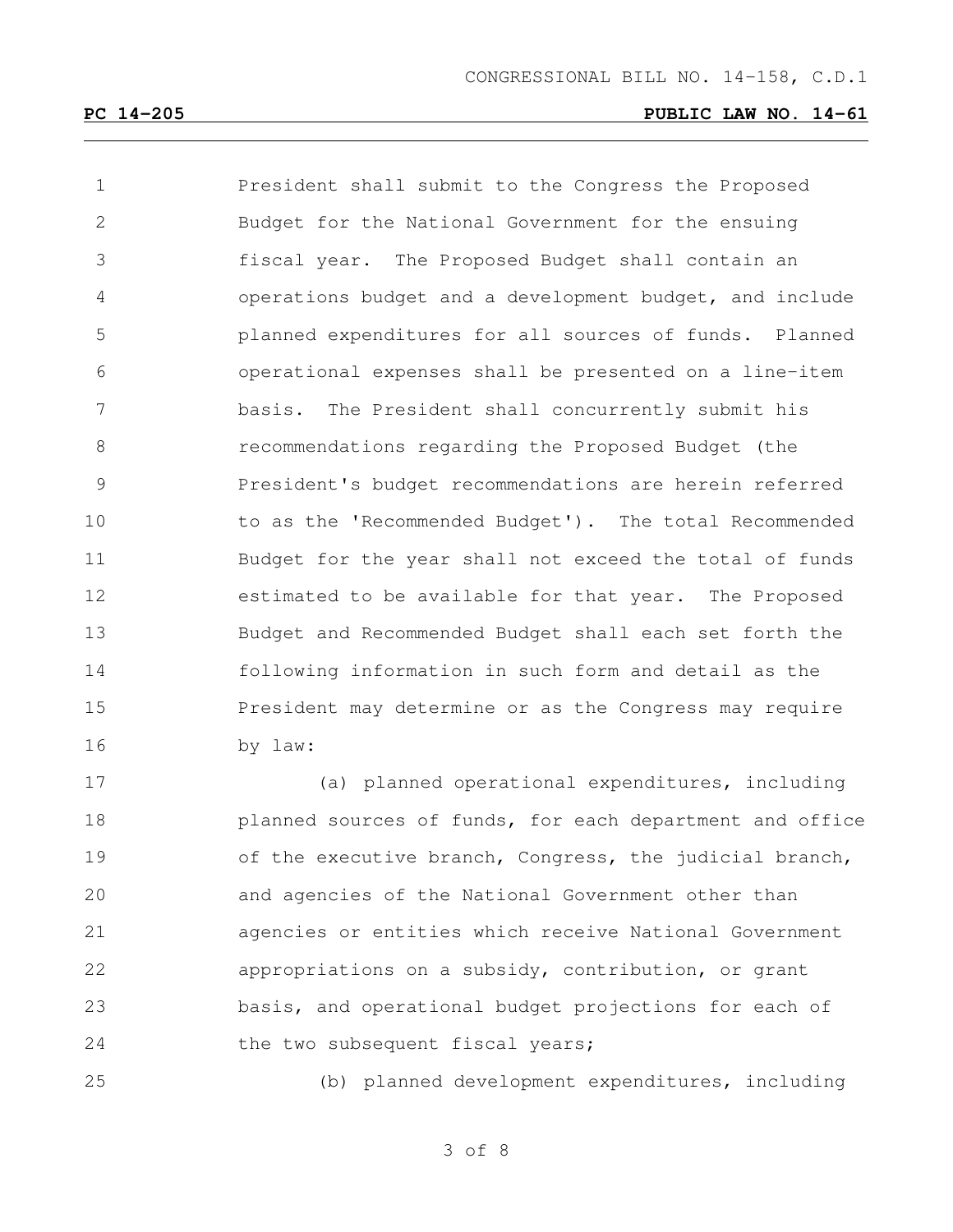President shall submit to the Congress the Proposed Budget for the National Government for the ensuing fiscal year. The Proposed Budget shall contain an operations budget and a development budget, and include planned expenditures for all sources of funds. Planned operational expenses shall be presented on a line-item basis. The President shall concurrently submit his recommendations regarding the Proposed Budget (the President's budget recommendations are herein referred to as the 'Recommended Budget'). The total Recommended Budget for the year shall not exceed the total of funds estimated to be available for that year. The Proposed Budget and Recommended Budget shall each set forth the following information in such form and detail as the President may determine or as the Congress may require by law:

(a) planned operational expenditures, including planned sources of funds, for each department and office of the executive branch, Congress, the judicial branch, and agencies of the National Government other than agencies or entities which receive National Government appropriations on a subsidy, contribution, or grant basis, and operational budget projections for each of the two subsequent fiscal years;

(b) planned development expenditures, including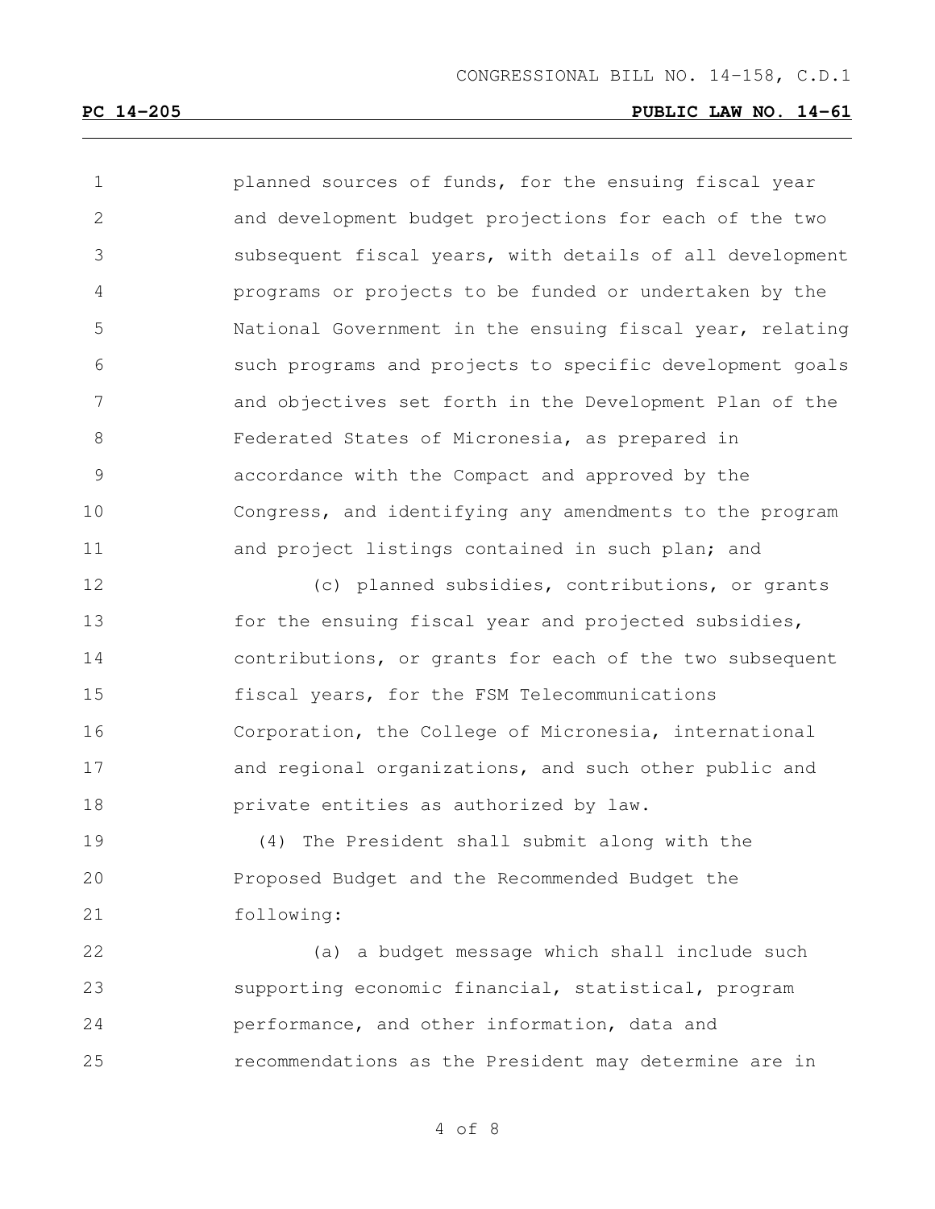planned sources of funds, for the ensuing fiscal year and development budget projections for each of the two subsequent fiscal years, with details of all development programs or projects to be funded or undertaken by the National Government in the ensuing fiscal year, relating such programs and projects to specific development goals and objectives set forth in the Development Plan of the Federated States of Micronesia, as prepared in accordance with the Compact and approved by the Congress, and identifying any amendments to the program and project listings contained in such plan; and

(c) planned subsidies, contributions, or grants for the ensuing fiscal year and projected subsidies, contributions, or grants for each of the two subsequent fiscal years, for the FSM Telecommunications Corporation, the College of Micronesia, international and regional organizations, and such other public and private entities as authorized by law.

(4) The President shall submit along with the Proposed Budget and the Recommended Budget the following:

(a) a budget message which shall include such supporting economic financial, statistical, program performance, and other information, data and recommendations as the President may determine are in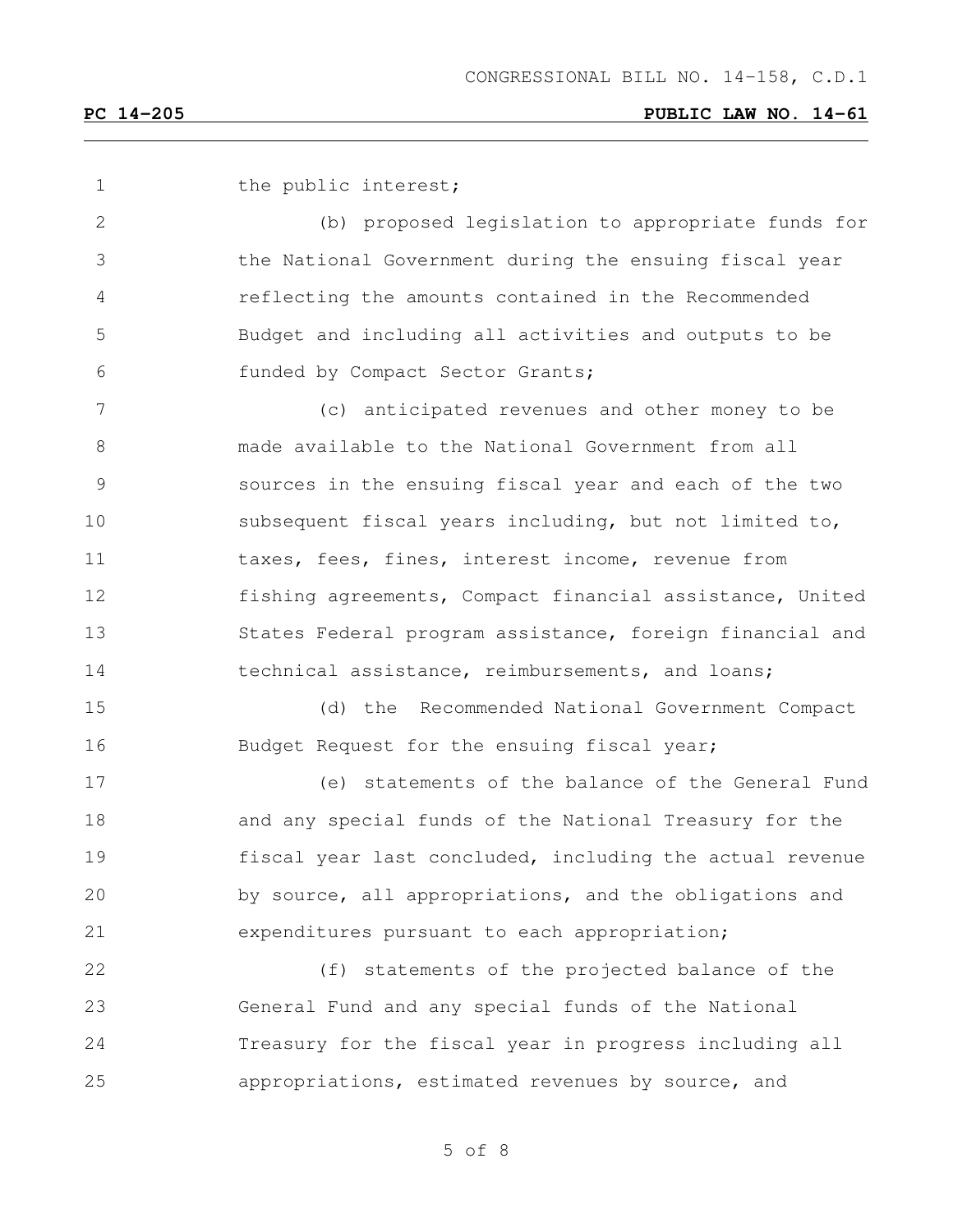the public interest;

(b) proposed legislation to appropriate funds for the National Government during the ensuing fiscal year reflecting the amounts contained in the Recommended Budget and including all activities and outputs to be funded by Compact Sector Grants;

(c) anticipated revenues and other money to be made available to the National Government from all sources in the ensuing fiscal year and each of the two subsequent fiscal years including, but not limited to, taxes, fees, fines, interest income, revenue from fishing agreements, Compact financial assistance, United States Federal program assistance, foreign financial and technical assistance, reimbursements, and loans;

(d) the Recommended National Government Compact Budget Request for the ensuing fiscal year;

(e) statements of the balance of the General Fund and any special funds of the National Treasury for the fiscal year last concluded, including the actual revenue by source, all appropriations, and the obligations and expenditures pursuant to each appropriation;

(f) statements of the projected balance of the General Fund and any special funds of the National Treasury for the fiscal year in progress including all appropriations, estimated revenues by source, and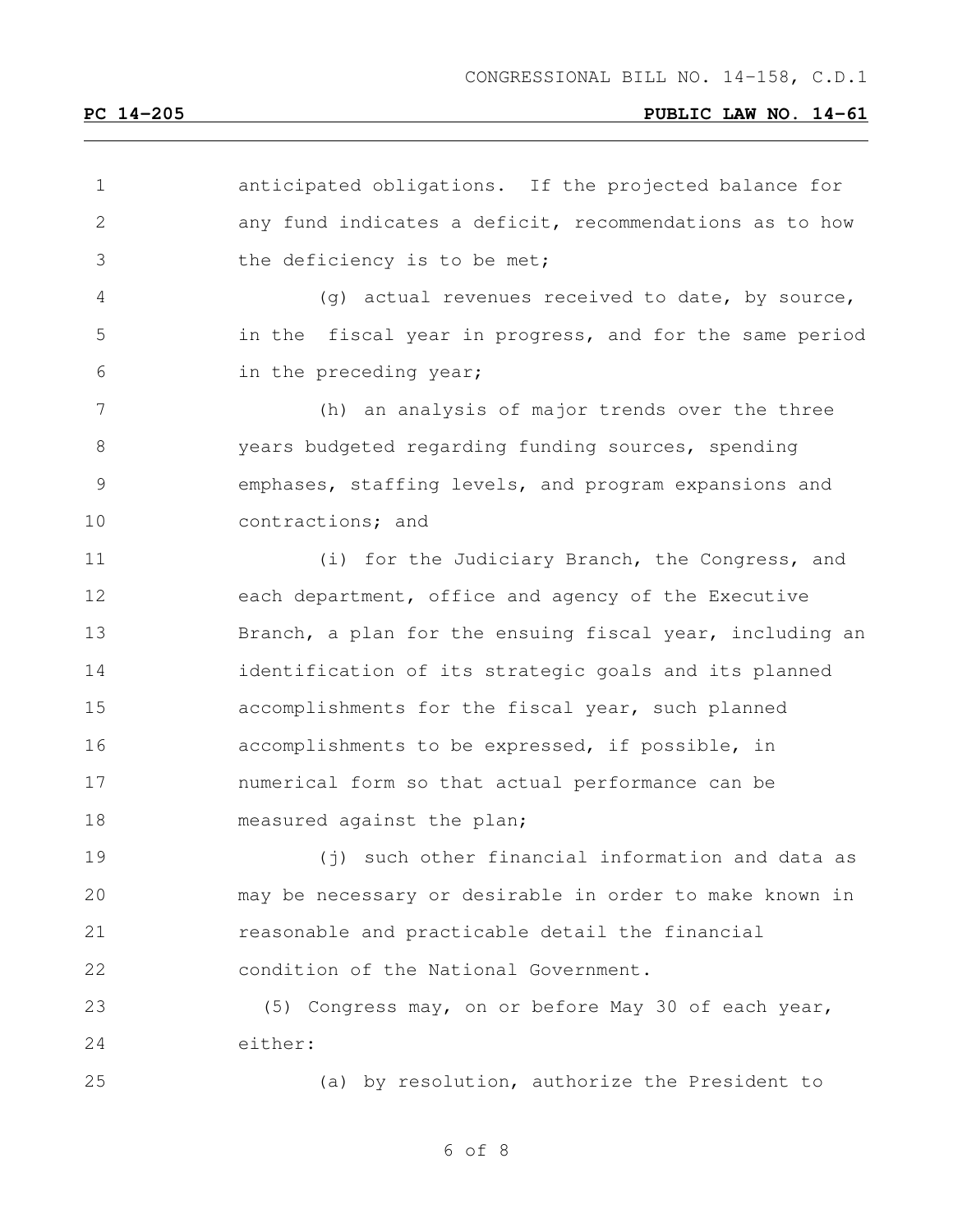anticipated obligations. If the projected balance for any fund indicates a deficit, recommendations as to how the deficiency is to be met;

(g) actual revenues received to date, by source, in the fiscal year in progress, and for the same period in the preceding year;

(h) an analysis of major trends over the three years budgeted regarding funding sources, spending emphases, staffing levels, and program expansions and contractions; and

(i) for the Judiciary Branch, the Congress, and each department, office and agency of the Executive Branch, a plan for the ensuing fiscal year, including an identification of its strategic goals and its planned accomplishments for the fiscal year, such planned accomplishments to be expressed, if possible, in numerical form so that actual performance can be measured against the plan;

(j) such other financial information and data as may be necessary or desirable in order to make known in reasonable and practicable detail the financial condition of the National Government.

(5) Congress may, on or before May 30 of each year, either:

(a) by resolution, authorize the President to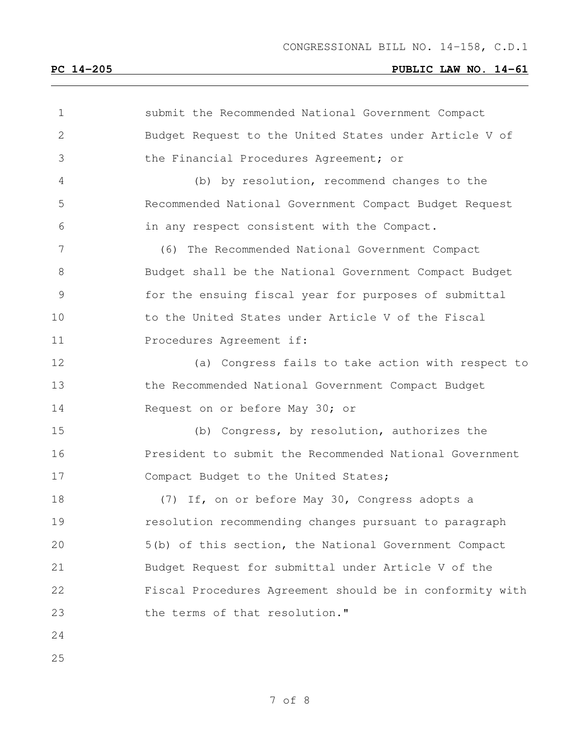submit the Recommended National Government Compact Budget Request to the United States under Article V of the Financial Procedures Agreement; or

(b) by resolution, recommend changes to the Recommended National Government Compact Budget Request in any respect consistent with the Compact.

(6) The Recommended National Government Compact Budget shall be the National Government Compact Budget for the ensuing fiscal year for purposes of submittal to the United States under Article V of the Fiscal Procedures Agreement if:

(a) Congress fails to take action with respect to the Recommended National Government Compact Budget Request on or before May 30; or

(b) Congress, by resolution, authorizes the President to submit the Recommended National Government Compact Budget to the United States;

(7) If, on or before May 30, Congress adopts a resolution recommending changes pursuant to paragraph 5(b) of this section, the National Government Compact Budget Request for submittal under Article V of the Fiscal Procedures Agreement should be in conformity with the terms of that resolution."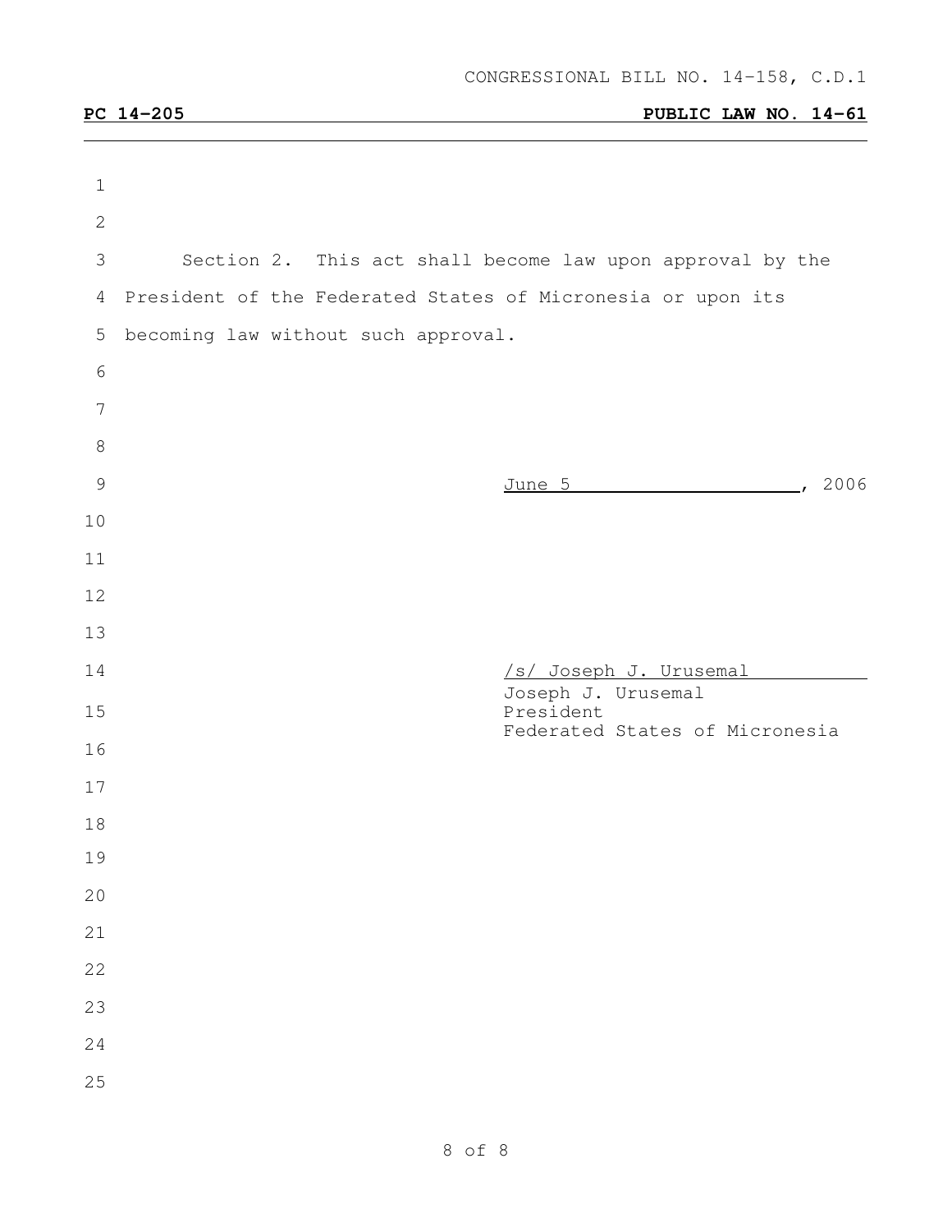Section 2. This act shall become law upon approval by the President of the Federated States of Micronesia or upon its becoming law without such approval.

June 5, 2006

/s/ Joseph J. Urusemal
Joseph J. Urusemal
President
Federated States of Micronesia